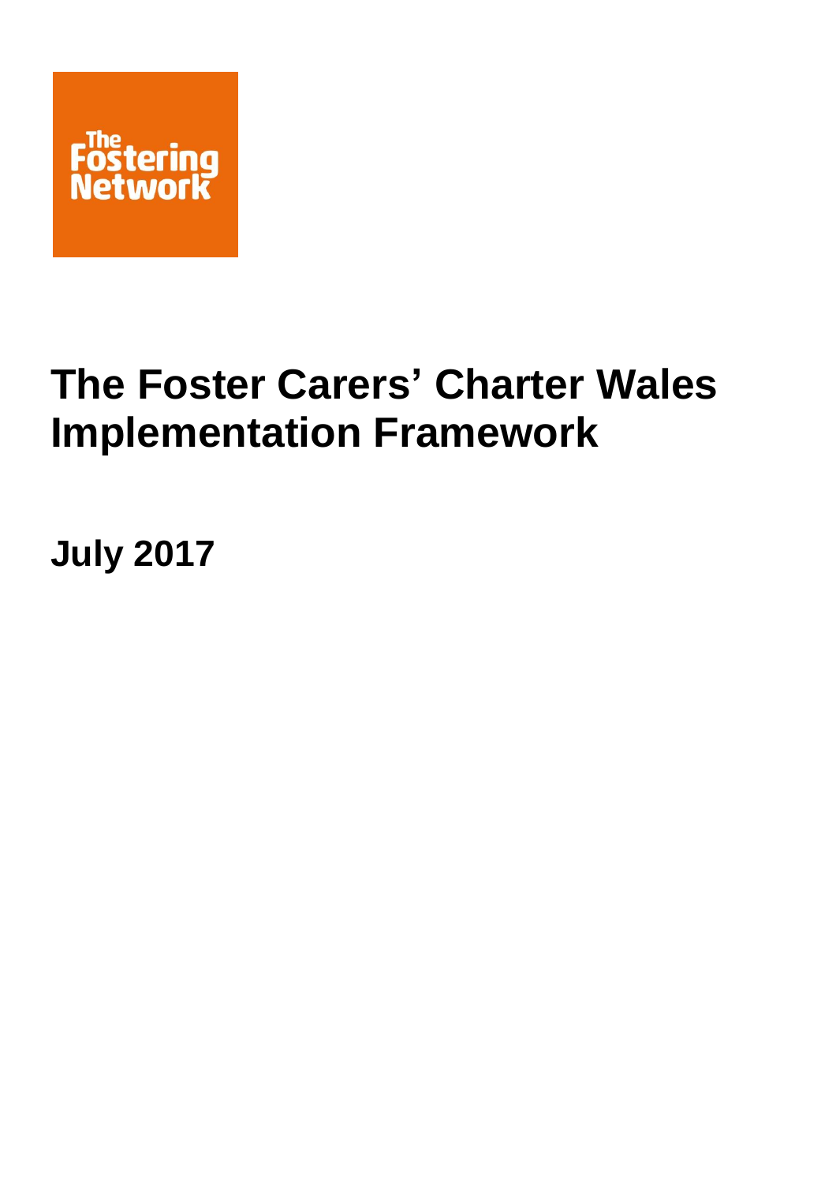The Fostering Network

# The Foster Carers' Charter Wales Implementation Framework

**July 2017**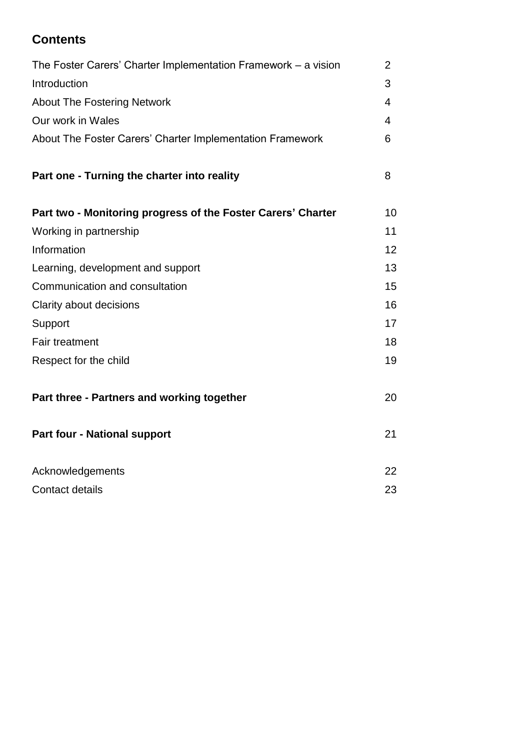## Contents

| | |
|---|---|
| The Foster Carers' Charter Implementation Framework – a vision | 2 |
| Introduction | 3 |
| About The Fostering Network | 4 |
| Our work in Wales | 4 |
| About The Foster Carers' Charter Implementation Framework | 6 |
| **Part one - Turning the charter into reality** | 8 |
| **Part two - Monitoring progress of the Foster Carers' Charter** | 10 |
| Working in partnership | 11 |
| Information | 12 |
| Learning, development and support | 13 |
| Communication and consultation | 15 |
| Clarity about decisions | 16 |
| Support | 17 |
| Fair treatment | 18 |
| Respect for the child | 19 |
| **Part three - Partners and working together** | 20 |
| **Part four - National support** | 21 |
| Acknowledgements | 22 |
| Contact details | 23 |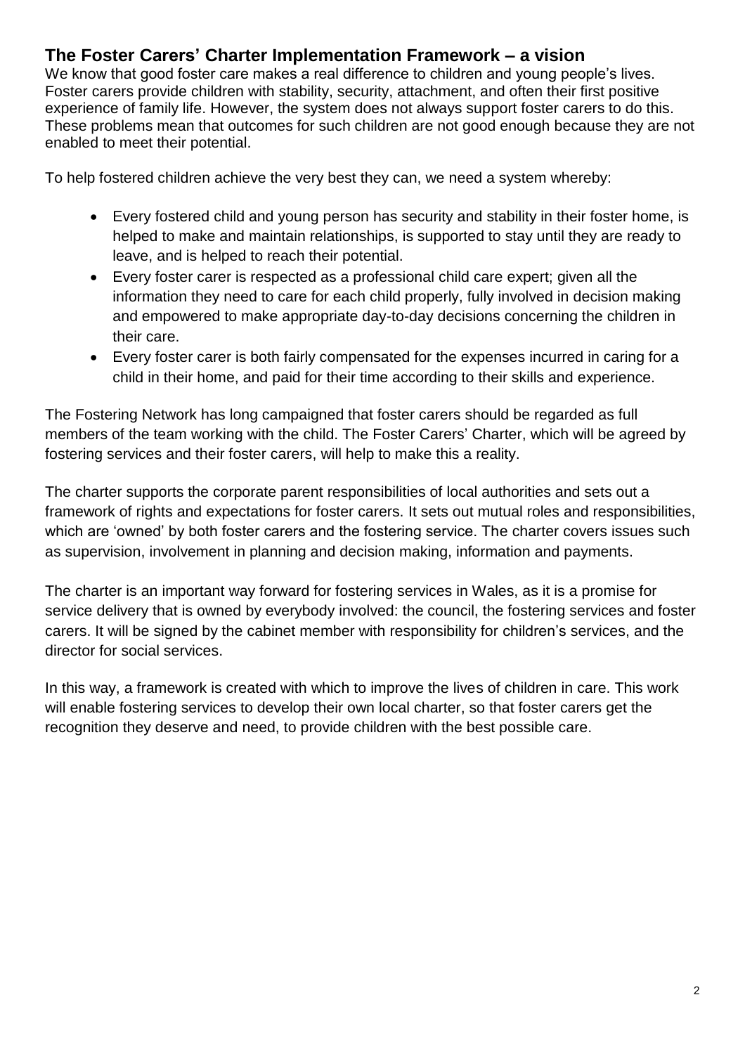## The Foster Carers' Charter Implementation Framework – a vision

We know that good foster care makes a real difference to children and young people's lives. Foster carers provide children with stability, security, attachment, and often their first positive experience of family life. However, the system does not always support foster carers to do this. These problems mean that outcomes for such children are not good enough because they are not enabled to meet their potential.

To help fostered children achieve the very best they can, we need a system whereby:

- Every fostered child and young person has security and stability in their foster home, is helped to make and maintain relationships, is supported to stay until they are ready to leave, and is helped to reach their potential.
- Every foster carer is respected as a professional child care expert; given all the information they need to care for each child properly, fully involved in decision making and empowered to make appropriate day-to-day decisions concerning the children in their care.
- Every foster carer is both fairly compensated for the expenses incurred in caring for a child in their home, and paid for their time according to their skills and experience.

The Fostering Network has long campaigned that foster carers should be regarded as full members of the team working with the child. The Foster Carers' Charter, which will be agreed by fostering services and their foster carers, will help to make this a reality.

The charter supports the corporate parent responsibilities of local authorities and sets out a framework of rights and expectations for foster carers. It sets out mutual roles and responsibilities, which are 'owned' by both foster carers and the fostering service. The charter covers issues such as supervision, involvement in planning and decision making, information and payments.

The charter is an important way forward for fostering services in Wales, as it is a promise for service delivery that is owned by everybody involved: the council, the fostering services and foster carers. It will be signed by the cabinet member with responsibility for children's services, and the director for social services.

In this way, a framework is created with which to improve the lives of children in care. This work will enable fostering services to develop their own local charter, so that foster carers get the recognition they deserve and need, to provide children with the best possible care.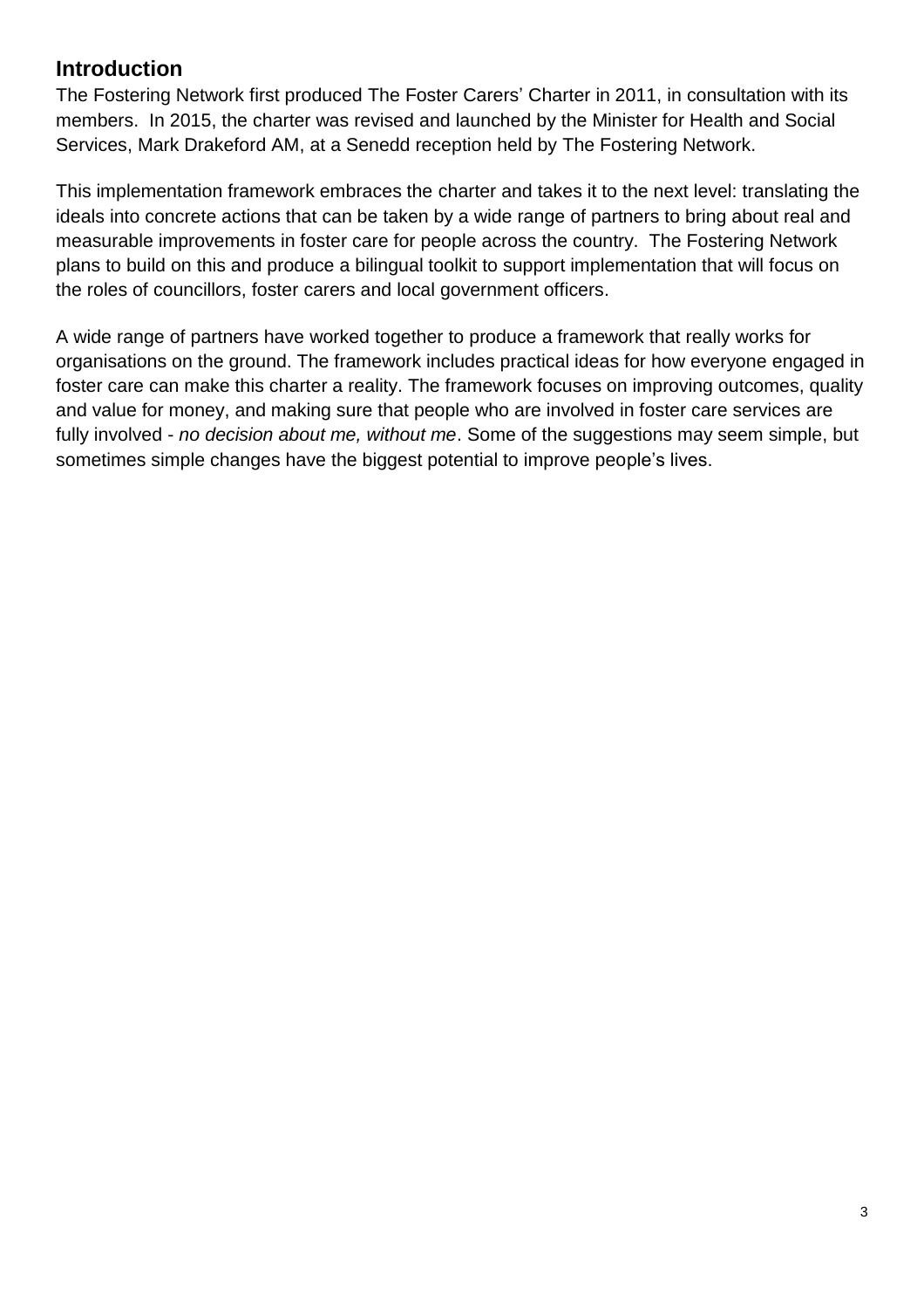## Introduction

The Fostering Network first produced The Foster Carers' Charter in 2011, in consultation with its members. In 2015, the charter was revised and launched by the Minister for Health and Social Services, Mark Drakeford AM, at a Senedd reception held by The Fostering Network.

This implementation framework embraces the charter and takes it to the next level: translating the ideals into concrete actions that can be taken by a wide range of partners to bring about real and measurable improvements in foster care for people across the country. The Fostering Network plans to build on this and produce a bilingual toolkit to support implementation that will focus on the roles of councillors, foster carers and local government officers.

A wide range of partners have worked together to produce a framework that really works for organisations on the ground. The framework includes practical ideas for how everyone engaged in foster care can make this charter a reality. The framework focuses on improving outcomes, quality and value for money, and making sure that people who are involved in foster care services are fully involved - *no decision about me, without me*. Some of the suggestions may seem simple, but sometimes simple changes have the biggest potential to improve people's lives.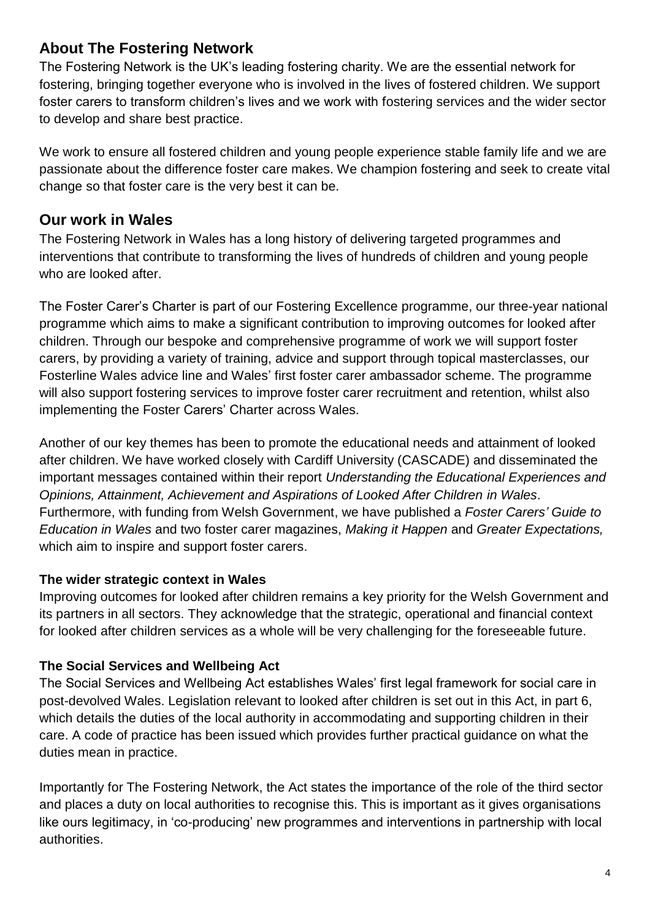## About The Fostering Network

The Fostering Network is the UK's leading fostering charity. We are the essential network for fostering, bringing together everyone who is involved in the lives of fostered children. We support foster carers to transform children's lives and we work with fostering services and the wider sector to develop and share best practice.

We work to ensure all fostered children and young people experience stable family life and we are passionate about the difference foster care makes. We champion fostering and seek to create vital change so that foster care is the very best it can be.

## Our work in Wales

The Fostering Network in Wales has a long history of delivering targeted programmes and interventions that contribute to transforming the lives of hundreds of children and young people who are looked after.

The Foster Carer's Charter is part of our Fostering Excellence programme, our three-year national programme which aims to make a significant contribution to improving outcomes for looked after children. Through our bespoke and comprehensive programme of work we will support foster carers, by providing a variety of training, advice and support through topical masterclasses, our Fosterline Wales advice line and Wales' first foster carer ambassador scheme. The programme will also support fostering services to improve foster carer recruitment and retention, whilst also implementing the Foster Carers' Charter across Wales.

Another of our key themes has been to promote the educational needs and attainment of looked after children. We have worked closely with Cardiff University (CASCADE) and disseminated the important messages contained within their report *Understanding the Educational Experiences and Opinions, Attainment, Achievement and Aspirations of Looked After Children in Wales*. Furthermore, with funding from Welsh Government, we have published a *Foster Carers' Guide to Education in Wales* and two foster carer magazines, *Making it Happen* and *Greater Expectations,* which aim to inspire and support foster carers.

### The wider strategic context in Wales

Improving outcomes for looked after children remains a key priority for the Welsh Government and its partners in all sectors. They acknowledge that the strategic, operational and financial context for looked after children services as a whole will be very challenging for the foreseeable future.

### The Social Services and Wellbeing Act

The Social Services and Wellbeing Act establishes Wales' first legal framework for social care in post-devolved Wales. Legislation relevant to looked after children is set out in this Act, in part 6, which details the duties of the local authority in accommodating and supporting children in their care. A code of practice has been issued which provides further practical guidance on what the duties mean in practice.

Importantly for The Fostering Network, the Act states the importance of the role of the third sector and places a duty on local authorities to recognise this. This is important as it gives organisations like ours legitimacy, in 'co-producing' new programmes and interventions in partnership with local authorities.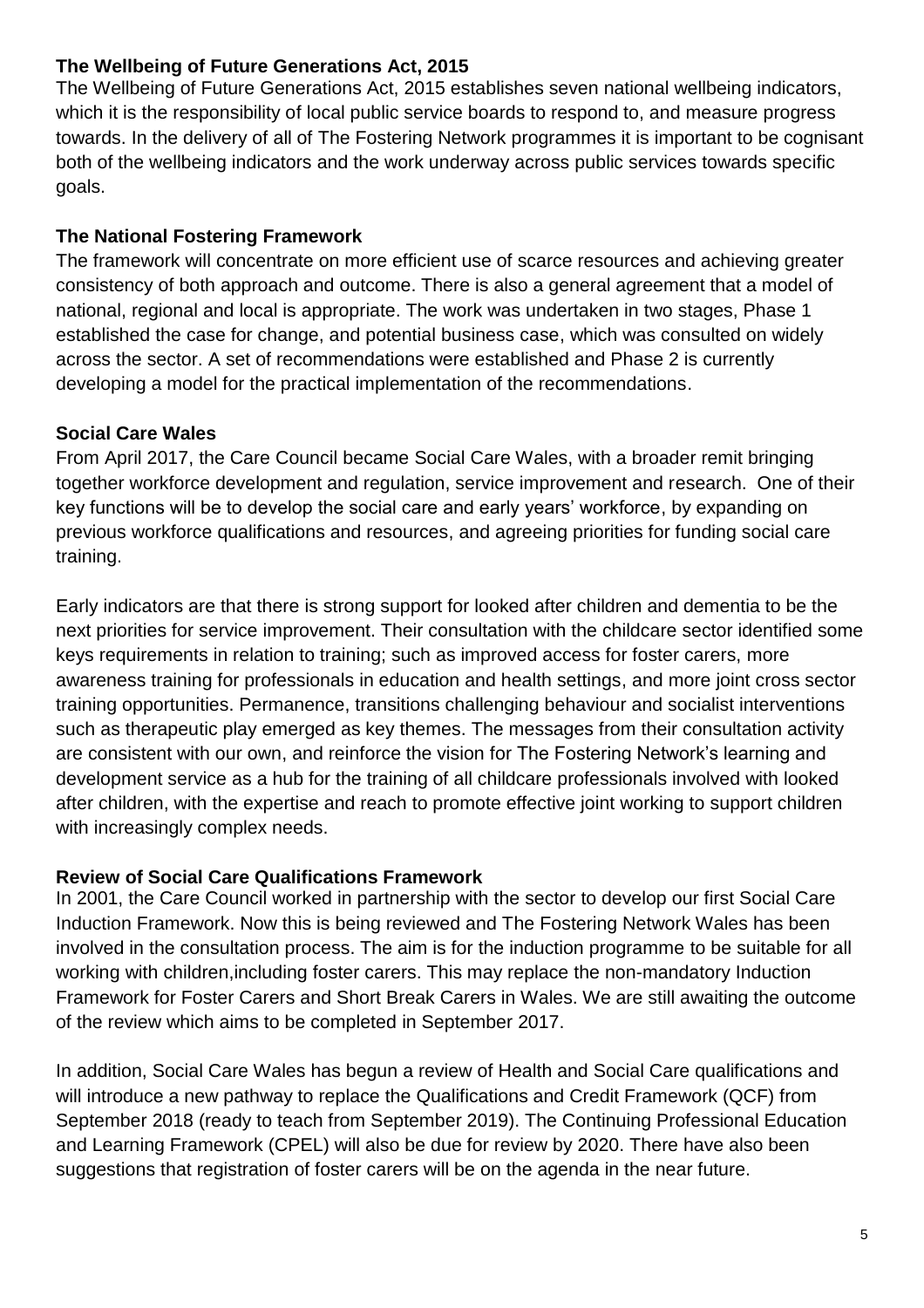### The Wellbeing of Future Generations Act, 2015

The Wellbeing of Future Generations Act, 2015 establishes seven national wellbeing indicators, which it is the responsibility of local public service boards to respond to, and measure progress towards. In the delivery of all of The Fostering Network programmes it is important to be cognisant both of the wellbeing indicators and the work underway across public services towards specific goals.

### The National Fostering Framework

The framework will concentrate on more efficient use of scarce resources and achieving greater consistency of both approach and outcome. There is also a general agreement that a model of national, regional and local is appropriate. The work was undertaken in two stages, Phase 1 established the case for change, and potential business case, which was consulted on widely across the sector. A set of recommendations were established and Phase 2 is currently developing a model for the practical implementation of the recommendations.

### Social Care Wales

From April 2017, the Care Council became Social Care Wales, with a broader remit bringing together workforce development and regulation, service improvement and research. One of their key functions will be to develop the social care and early years' workforce, by expanding on previous workforce qualifications and resources, and agreeing priorities for funding social care training.

Early indicators are that there is strong support for looked after children and dementia to be the next priorities for service improvement. Their consultation with the childcare sector identified some keys requirements in relation to training; such as improved access for foster carers, more awareness training for professionals in education and health settings, and more joint cross sector training opportunities. Permanence, transitions challenging behaviour and socialist interventions such as therapeutic play emerged as key themes. The messages from their consultation activity are consistent with our own, and reinforce the vision for The Fostering Network's learning and development service as a hub for the training of all childcare professionals involved with looked after children, with the expertise and reach to promote effective joint working to support children with increasingly complex needs.

### Review of Social Care Qualifications Framework

In 2001, the Care Council worked in partnership with the sector to develop our first Social Care Induction Framework. Now this is being reviewed and The Fostering Network Wales has been involved in the consultation process. The aim is for the induction programme to be suitable for all working with children,including foster carers. This may replace the non-mandatory Induction Framework for Foster Carers and Short Break Carers in Wales. We are still awaiting the outcome of the review which aims to be completed in September 2017.

In addition, Social Care Wales has begun a review of Health and Social Care qualifications and will introduce a new pathway to replace the Qualifications and Credit Framework (QCF) from September 2018 (ready to teach from September 2019). The Continuing Professional Education and Learning Framework (CPEL) will also be due for review by 2020. There have also been suggestions that registration of foster carers will be on the agenda in the near future.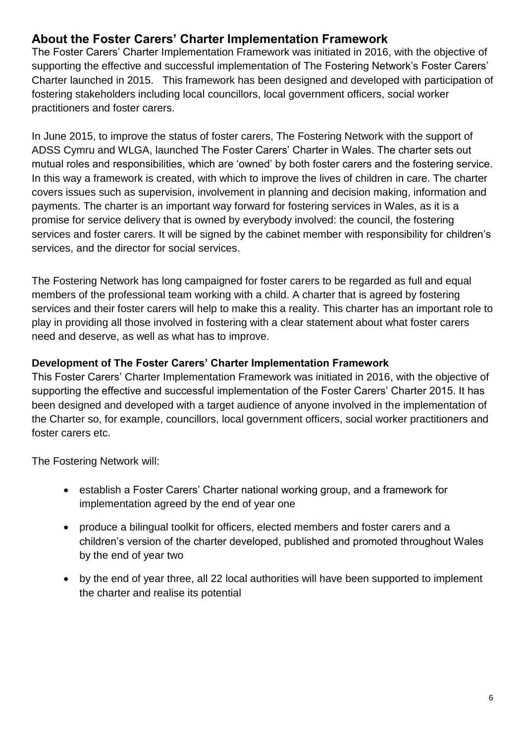## About the Foster Carers' Charter Implementation Framework

The Foster Carers' Charter Implementation Framework was initiated in 2016, with the objective of supporting the effective and successful implementation of The Fostering Network's Foster Carers' Charter launched in 2015. This framework has been designed and developed with participation of fostering stakeholders including local councillors, local government officers, social worker practitioners and foster carers.

In June 2015, to improve the status of foster carers, The Fostering Network with the support of ADSS Cymru and WLGA, launched The Foster Carers' Charter in Wales. The charter sets out mutual roles and responsibilities, which are 'owned' by both foster carers and the fostering service. In this way a framework is created, with which to improve the lives of children in care. The charter covers issues such as supervision, involvement in planning and decision making, information and payments. The charter is an important way forward for fostering services in Wales, as it is a promise for service delivery that is owned by everybody involved: the council, the fostering services and foster carers. It will be signed by the cabinet member with responsibility for children's services, and the director for social services.

The Fostering Network has long campaigned for foster carers to be regarded as full and equal members of the professional team working with a child. A charter that is agreed by fostering services and their foster carers will help to make this a reality. This charter has an important role to play in providing all those involved in fostering with a clear statement about what foster carers need and deserve, as well as what has to improve.

### Development of The Foster Carers' Charter Implementation Framework

This Foster Carers' Charter Implementation Framework was initiated in 2016, with the objective of supporting the effective and successful implementation of the Foster Carers' Charter 2015. It has been designed and developed with a target audience of anyone involved in the implementation of the Charter so, for example, councillors, local government officers, social worker practitioners and foster carers etc.

The Fostering Network will:

- establish a Foster Carers' Charter national working group, and a framework for implementation agreed by the end of year one
- produce a bilingual toolkit for officers, elected members and foster carers and a children's version of the charter developed, published and promoted throughout Wales by the end of year two
- by the end of year three, all 22 local authorities will have been supported to implement the charter and realise its potential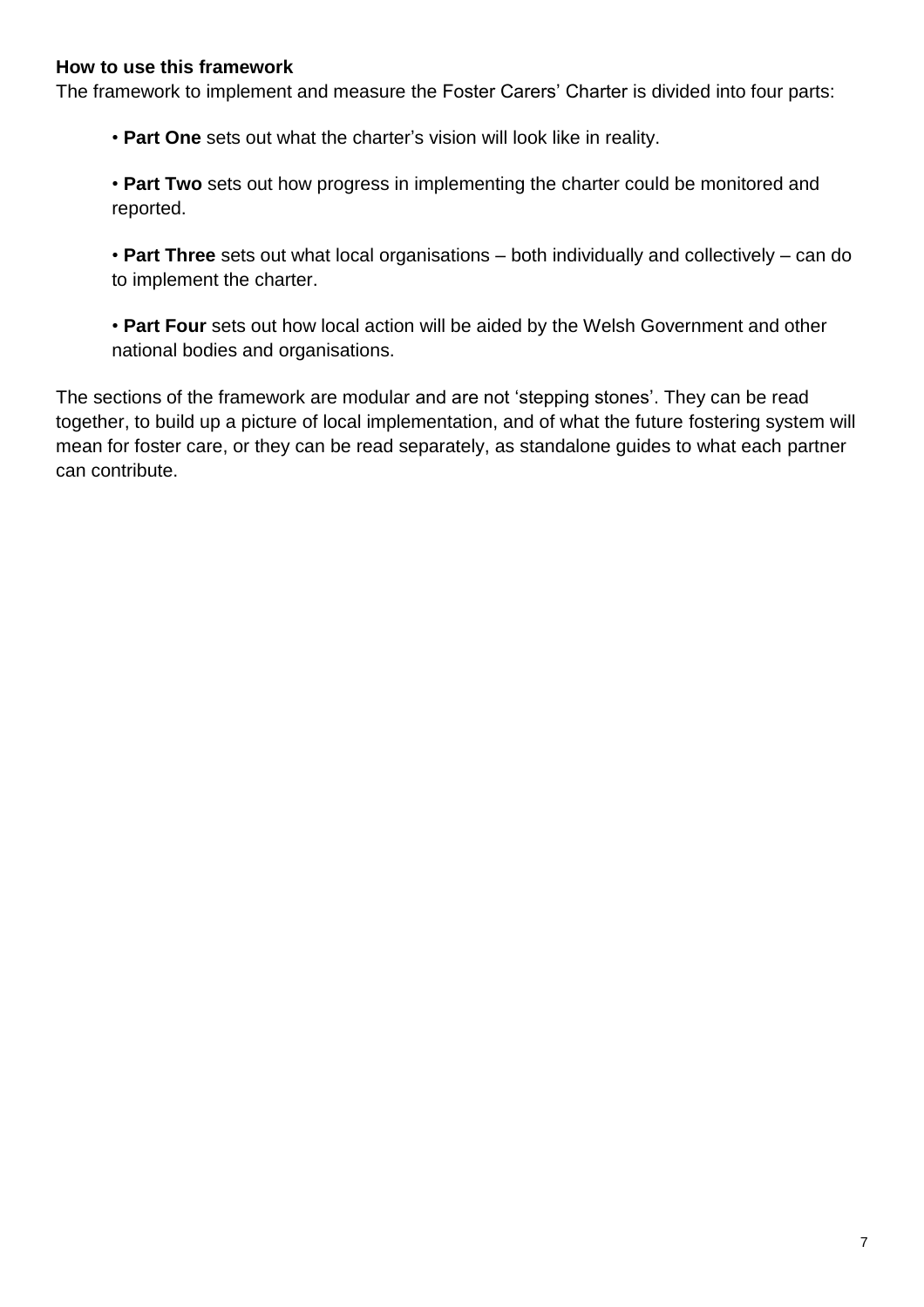**How to use this framework**

The framework to implement and measure the Foster Carers' Charter is divided into four parts:

- **Part One** sets out what the charter's vision will look like in reality.
- **Part Two** sets out how progress in implementing the charter could be monitored and reported.
- **Part Three** sets out what local organisations – both individually and collectively – can do to implement the charter.
- **Part Four** sets out how local action will be aided by the Welsh Government and other national bodies and organisations.

The sections of the framework are modular and are not 'stepping stones'. They can be read together, to build up a picture of local implementation, and of what the future fostering system will mean for foster care, or they can be read separately, as standalone guides to what each partner can contribute.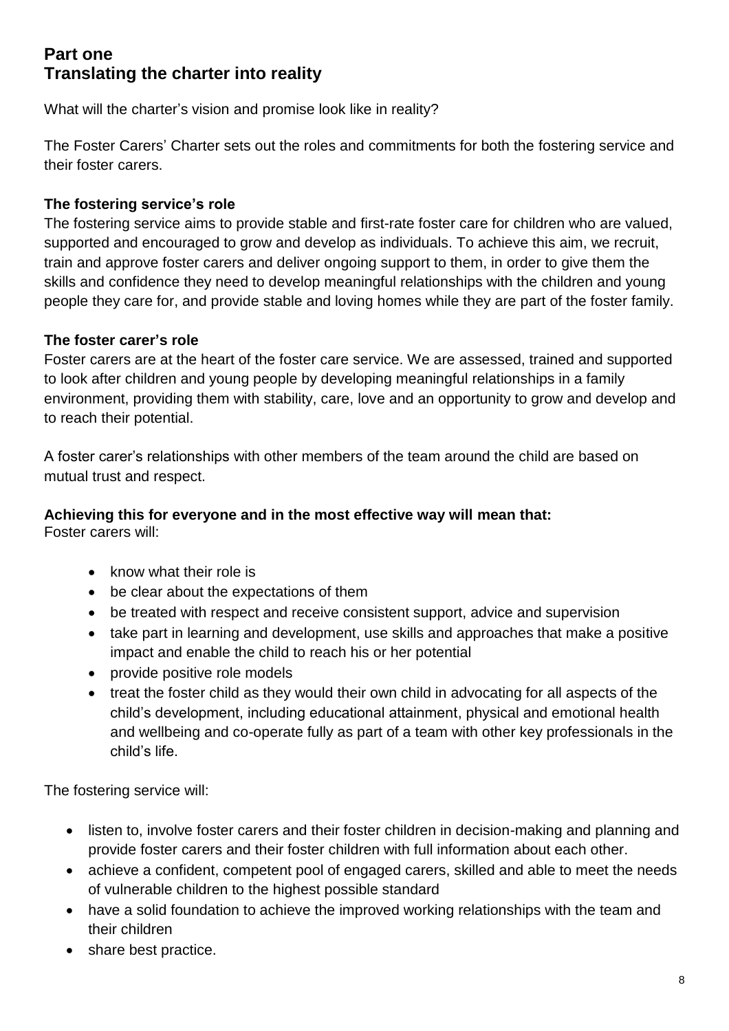## Part one
## Translating the charter into reality

What will the charter's vision and promise look like in reality?

The Foster Carers' Charter sets out the roles and commitments for both the fostering service and their foster carers.

**The fostering service's role**

The fostering service aims to provide stable and first-rate foster care for children who are valued, supported and encouraged to grow and develop as individuals. To achieve this aim, we recruit, train and approve foster carers and deliver ongoing support to them, in order to give them the skills and confidence they need to develop meaningful relationships with the children and young people they care for, and provide stable and loving homes while they are part of the foster family.

**The foster carer's role**

Foster carers are at the heart of the foster care service. We are assessed, trained and supported to look after children and young people by developing meaningful relationships in a family environment, providing them with stability, care, love and an opportunity to grow and develop and to reach their potential.

A foster carer's relationships with other members of the team around the child are based on mutual trust and respect.

**Achieving this for everyone and in the most effective way will mean that:**

Foster carers will:

- know what their role is
- be clear about the expectations of them
- be treated with respect and receive consistent support, advice and supervision
- take part in learning and development, use skills and approaches that make a positive impact and enable the child to reach his or her potential
- provide positive role models
- treat the foster child as they would their own child in advocating for all aspects of the child's development, including educational attainment, physical and emotional health and wellbeing and co-operate fully as part of a team with other key professionals in the child's life.

The fostering service will:

- listen to, involve foster carers and their foster children in decision-making and planning and provide foster carers and their foster children with full information about each other.
- achieve a confident, competent pool of engaged carers, skilled and able to meet the needs of vulnerable children to the highest possible standard
- have a solid foundation to achieve the improved working relationships with the team and their children
- share best practice.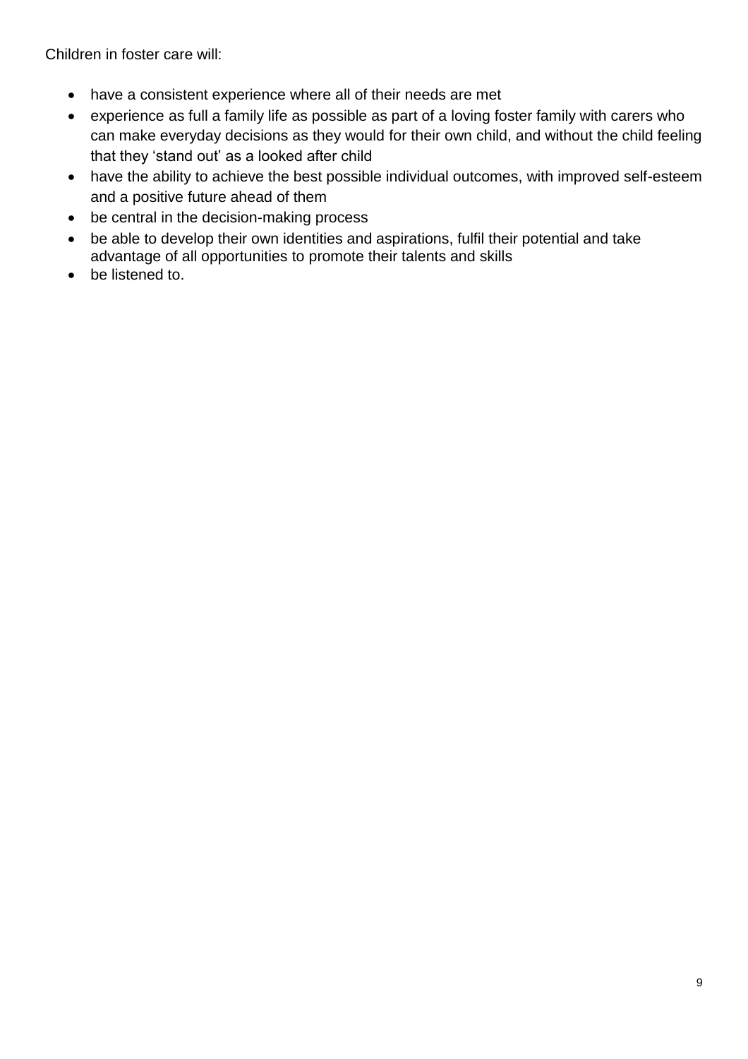Children in foster care will:

- have a consistent experience where all of their needs are met
- experience as full a family life as possible as part of a loving foster family with carers who can make everyday decisions as they would for their own child, and without the child feeling that they 'stand out' as a looked after child
- have the ability to achieve the best possible individual outcomes, with improved self-esteem and a positive future ahead of them
- be central in the decision-making process
- be able to develop their own identities and aspirations, fulfil their potential and take advantage of all opportunities to promote their talents and skills
- be listened to.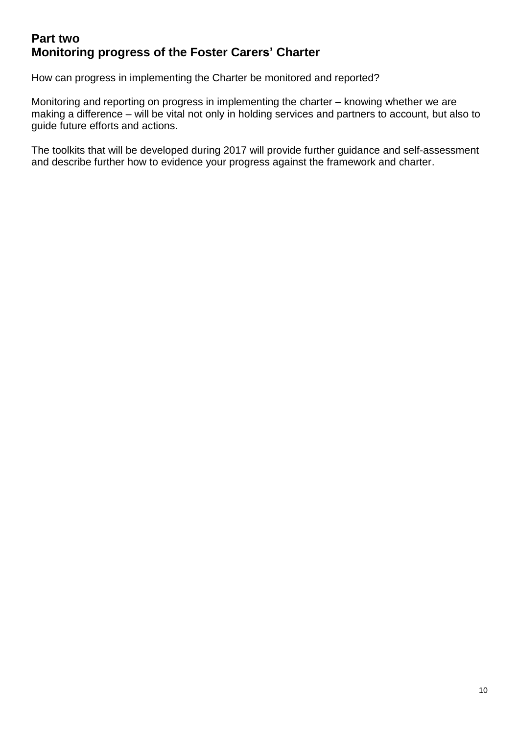## Part two
## Monitoring progress of the Foster Carers' Charter

How can progress in implementing the Charter be monitored and reported?

Monitoring and reporting on progress in implementing the charter – knowing whether we are making a difference – will be vital not only in holding services and partners to account, but also to guide future efforts and actions.

The toolkits that will be developed during 2017 will provide further guidance and self-assessment and describe further how to evidence your progress against the framework and charter.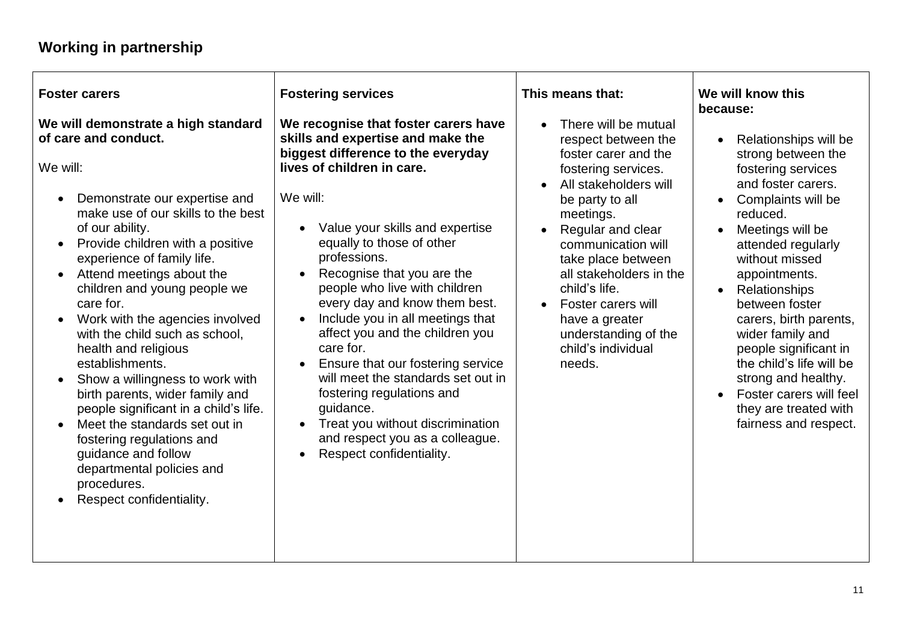## Working in partnership

| Foster carers | Fostering services | This means that: | We will know this because: |
|---|---|---|---|
| **We will demonstrate a high standard of care and conduct.**<br><br>We will:<br><br>• Demonstrate our expertise and make use of our skills to the best of our ability.<br>• Provide children with a positive experience of family life.<br>• Attend meetings about the children and young people we care for.<br>• Work with the agencies involved with the child such as school, health and religious establishments.<br>• Show a willingness to work with birth parents, wider family and people significant in a child's life.<br>• Meet the standards set out in fostering regulations and guidance and follow departmental policies and procedures.<br>• Respect confidentiality. | **We recognise that foster carers have skills and expertise and make the biggest difference to the everyday lives of children in care.**<br><br>We will:<br><br>• Value your skills and expertise equally to those of other professions.<br>• Recognise that you are the people who live with children every day and know them best.<br>• Include you in all meetings that affect you and the children you care for.<br>• Ensure that our fostering service will meet the standards set out in fostering regulations and guidance.<br>• Treat you without discrimination and respect you as a colleague.<br>• Respect confidentiality. | • There will be mutual respect between the foster carer and the fostering services.<br>• All stakeholders will be party to all meetings.<br>• Regular and clear communication will take place between all stakeholders in the child's life.<br>• Foster carers will have a greater understanding of the child's individual needs. | • Relationships will be strong between the fostering services and foster carers.<br>• Complaints will be reduced.<br>• Meetings will be attended regularly without missed appointments.<br>• Relationships between foster carers, birth parents, wider family and people significant in the child's life will be strong and healthy.<br>• Foster carers will feel they are treated with fairness and respect. |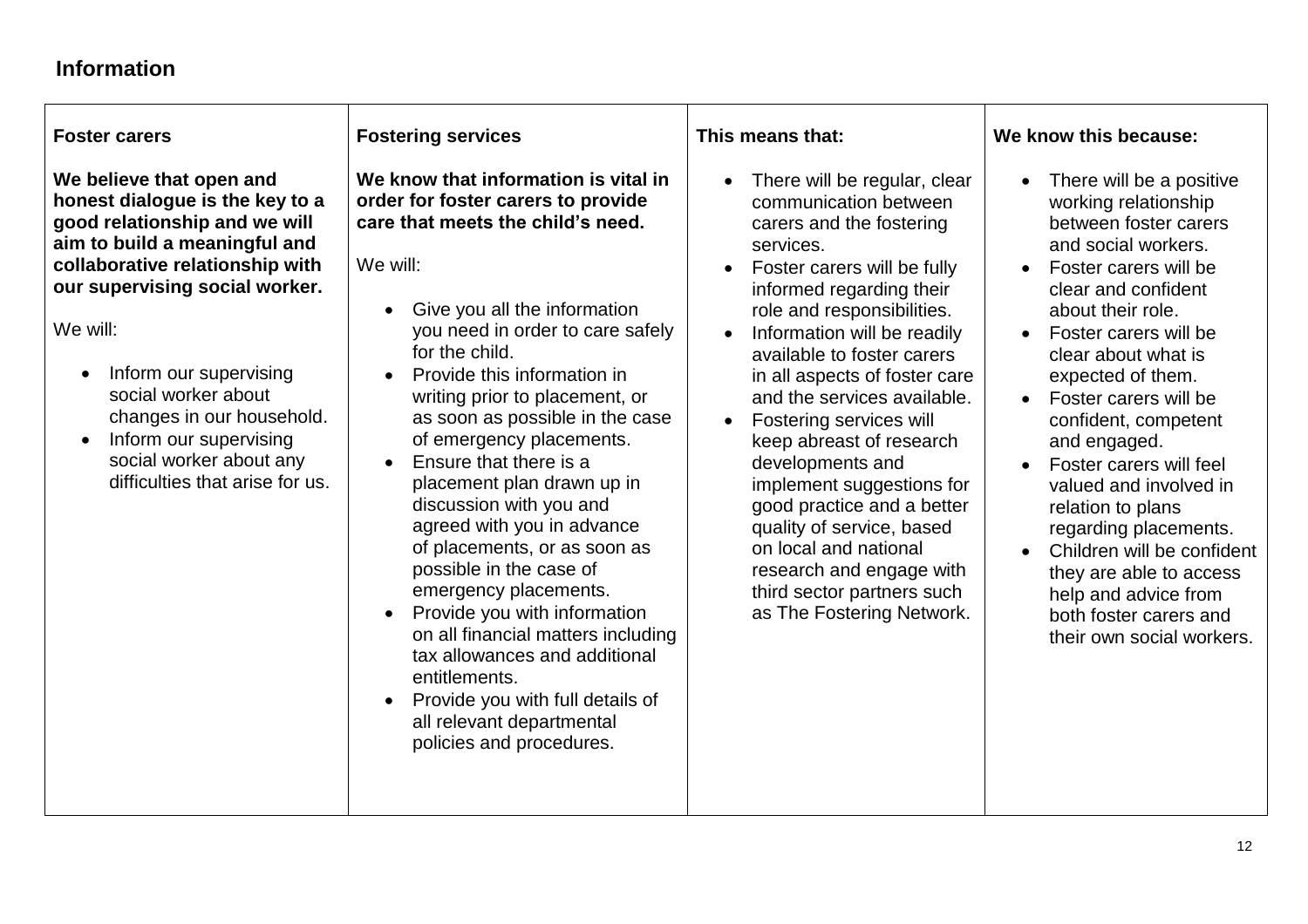## Information

| Foster carers | Fostering services | This means that: | We know this because: |
|---|---|---|---|
| **We believe that open and honest dialogue is the key to a good relationship and we will aim to build a meaningful and collaborative relationship with our supervising social worker.**<br><br>We will:<br><br>• Inform our supervising social worker about changes in our household.<br>• Inform our supervising social worker about any difficulties that arise for us. | **We know that information is vital in order for foster carers to provide care that meets the child's need.**<br><br>We will:<br><br>• Give you all the information you need in order to care safely for the child.<br>• Provide this information in writing prior to placement, or as soon as possible in the case of emergency placements.<br>• Ensure that there is a placement plan drawn up in discussion with you and agreed with you in advance of placements, or as soon as possible in the case of emergency placements.<br>• Provide you with information on all financial matters including tax allowances and additional entitlements.<br>• Provide you with full details of all relevant departmental policies and procedures. | • There will be regular, clear communication between carers and the fostering services.<br>• Foster carers will be fully informed regarding their role and responsibilities.<br>• Information will be readily available to foster carers in all aspects of foster care and the services available.<br>• Fostering services will keep abreast of research developments and implement suggestions for good practice and a better quality of service, based on local and national research and engage with third sector partners such as The Fostering Network. | • There will be a positive working relationship between foster carers and social workers.<br>• Foster carers will be clear and confident about their role.<br>• Foster carers will be clear about what is expected of them.<br>• Foster carers will be confident, competent and engaged.<br>• Foster carers will feel valued and involved in relation to plans regarding placements.<br>• Children will be confident they are able to access help and advice from both foster carers and their own social workers. |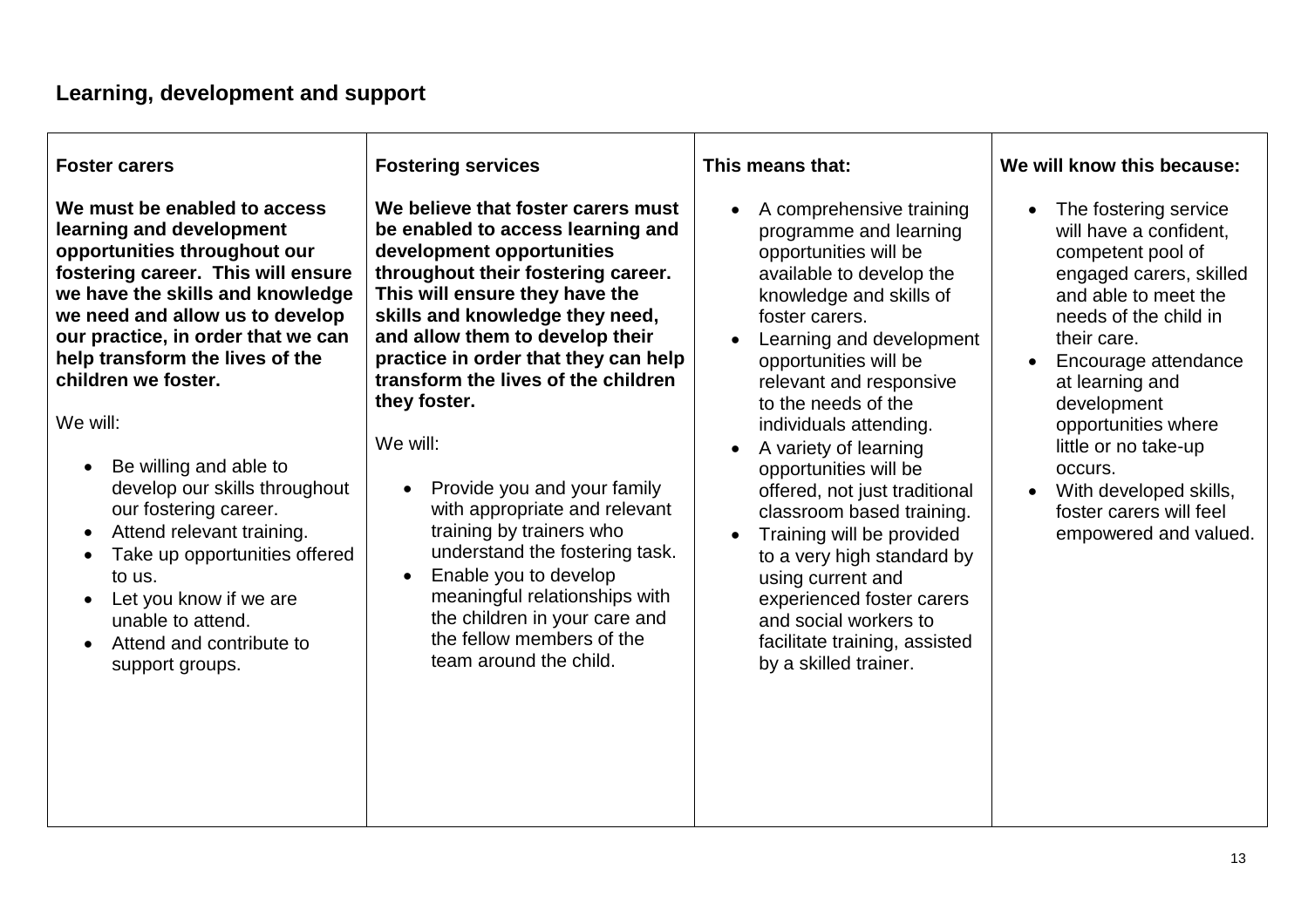## Learning, development and support

| Foster carers | Fostering services | This means that: | We will know this because: |
|---|---|---|---|
| **We must be enabled to access learning and development opportunities throughout our fostering career. This will ensure we have the skills and knowledge we need and allow us to develop our practice, in order that we can help transform the lives of the children we foster.**<br><br>We will:<br><br>• Be willing and able to develop our skills throughout our fostering career.<br>• Attend relevant training.<br>• Take up opportunities offered to us.<br>• Let you know if we are unable to attend.<br>• Attend and contribute to support groups. | **We believe that foster carers must be enabled to access learning and development opportunities throughout their fostering career. This will ensure they have the skills and knowledge they need, and allow them to develop their practice in order that they can help transform the lives of the children they foster.**<br><br>We will:<br><br>• Provide you and your family with appropriate and relevant training by trainers who understand the fostering task.<br>• Enable you to develop meaningful relationships with the children in your care and the fellow members of the team around the child. | • A comprehensive training programme and learning opportunities will be available to develop the knowledge and skills of foster carers.<br>• Learning and development opportunities will be relevant and responsive to the needs of the individuals attending.<br>• A variety of learning opportunities will be offered, not just traditional classroom based training.<br>• Training will be provided to a very high standard by using current and experienced foster carers and social workers to facilitate training, assisted by a skilled trainer. | • The fostering service will have a confident, competent pool of engaged carers, skilled and able to meet the needs of the child in their care.<br>• Encourage attendance at learning and development opportunities where little or no take-up occurs.<br>• With developed skills, foster carers will feel empowered and valued. |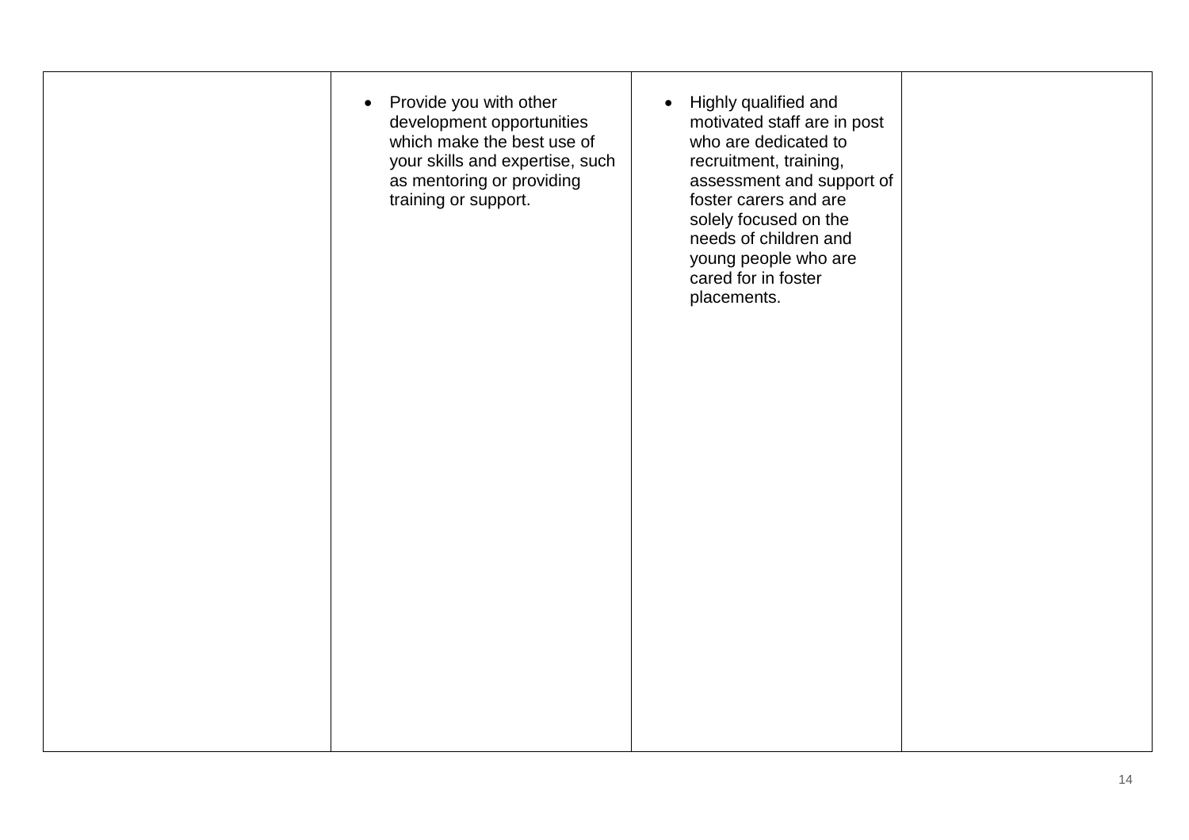|  |  |  |  |
|---|---|---|---|
|  | • Provide you with other development opportunities which make the best use of your skills and expertise, such as mentoring or providing training or support. | • Highly qualified and motivated staff are in post who are dedicated to recruitment, training, assessment and support of foster carers and are solely focused on the needs of children and young people who are cared for in foster placements. |  |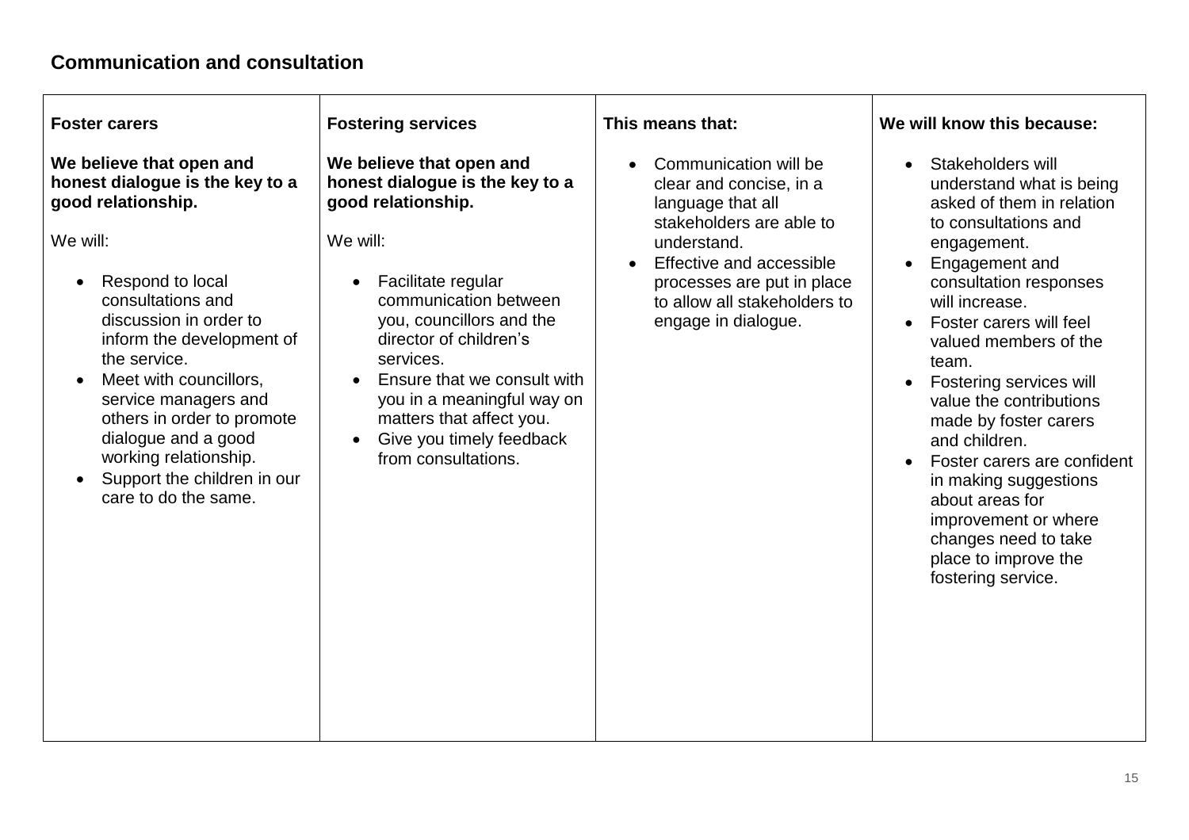## Communication and consultation

| Foster carers | Fostering services | This means that: | We will know this because: |
| --- | --- | --- | --- |
| **We believe that open and honest dialogue is the key to a good relationship.**<br><br>We will:<br><br>• Respond to local consultations and discussion in order to inform the development of the service.<br>• Meet with councillors, service managers and others in order to promote dialogue and a good working relationship.<br>• Support the children in our care to do the same. | **We believe that open and honest dialogue is the key to a good relationship.**<br><br>We will:<br><br>• Facilitate regular communication between you, councillors and the director of children's services.<br>• Ensure that we consult with you in a meaningful way on matters that affect you.<br>• Give you timely feedback from consultations. | • Communication will be clear and concise, in a language that all stakeholders are able to understand.<br>• Effective and accessible processes are put in place to allow all stakeholders to engage in dialogue. | • Stakeholders will understand what is being asked of them in relation to consultations and engagement.<br>• Engagement and consultation responses will increase.<br>• Foster carers will feel valued members of the team.<br>• Fostering services will value the contributions made by foster carers and children.<br>• Foster carers are confident in making suggestions about areas for improvement or where changes need to take place to improve the fostering service. |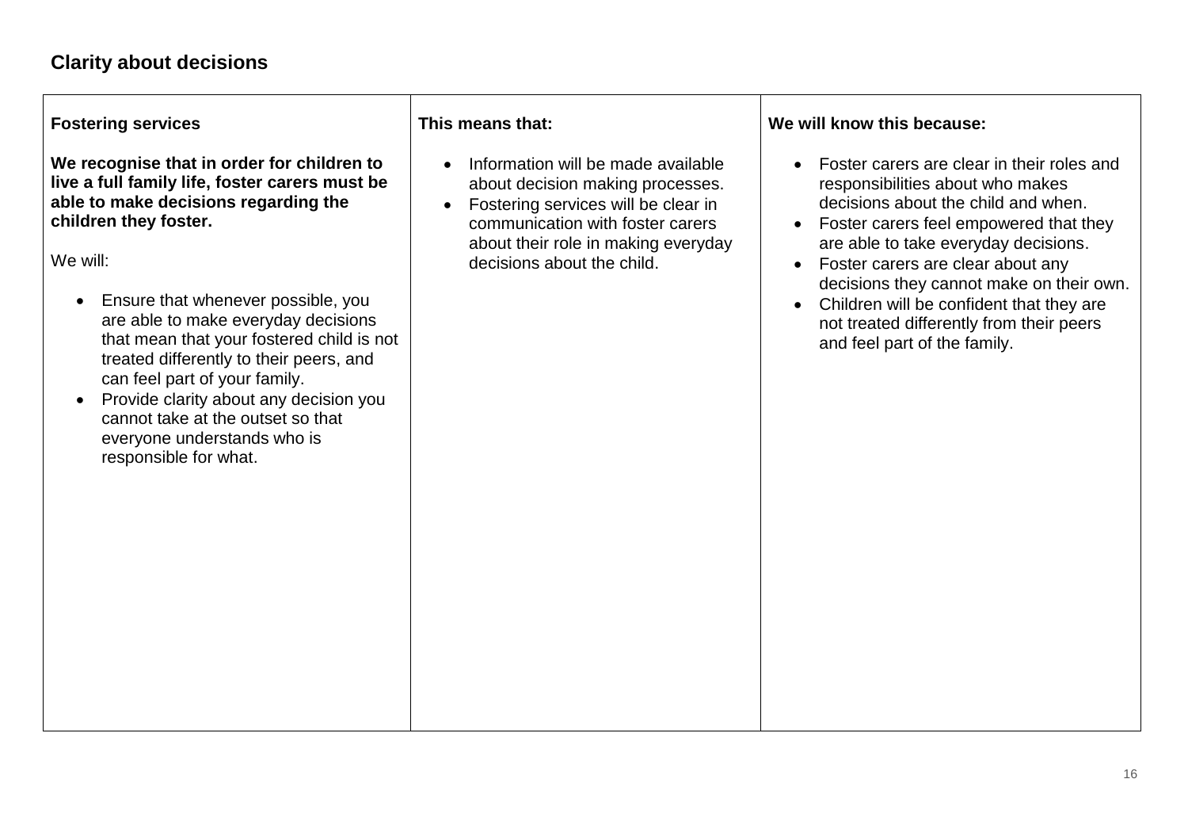## Clarity about decisions

| Fostering services | This means that: | We will know this because: |
| --- | --- | --- |
| **We recognise that in order for children to live a full family life, foster carers must be able to make decisions regarding the children they foster.**<br><br>We will:<br><br>• Ensure that whenever possible, you are able to make everyday decisions that mean that your fostered child is not treated differently to their peers, and can feel part of your family.<br>• Provide clarity about any decision you cannot take at the outset so that everyone understands who is responsible for what. | • Information will be made available about decision making processes.<br>• Fostering services will be clear in communication with foster carers about their role in making everyday decisions about the child. | • Foster carers are clear in their roles and responsibilities about who makes decisions about the child and when.<br>• Foster carers feel empowered that they are able to take everyday decisions.<br>• Foster carers are clear about any decisions they cannot make on their own.<br>• Children will be confident that they are not treated differently from their peers and feel part of the family. |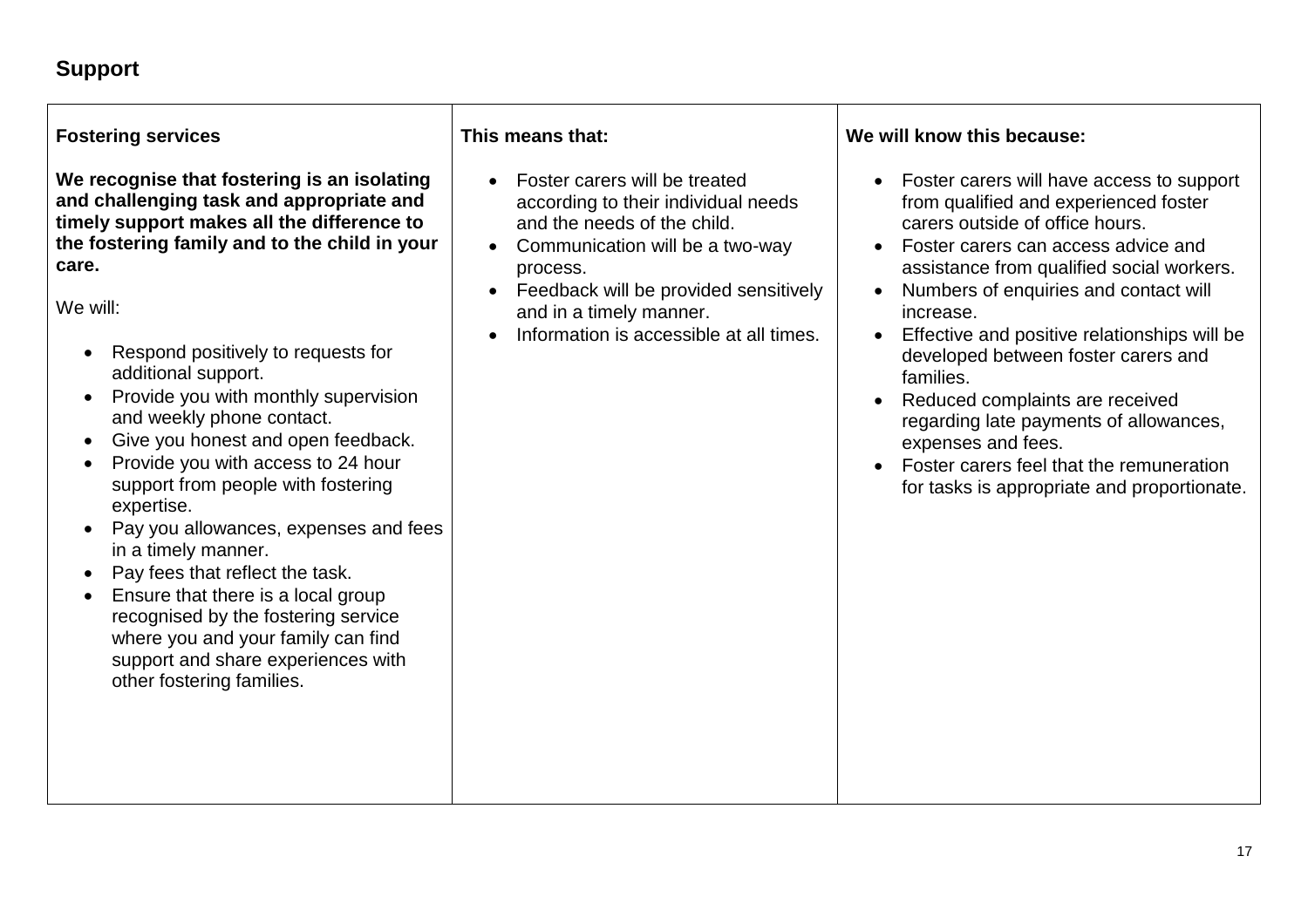## Support

| Fostering services | This means that: | We will know this because: |
|---|---|---|
| **We recognise that fostering is an isolating and challenging task and appropriate and timely support makes all the difference to the fostering family and to the child in your care.**<br><br>We will:<br><br>• Respond positively to requests for additional support.<br>• Provide you with monthly supervision and weekly phone contact.<br>• Give you honest and open feedback.<br>• Provide you with access to 24 hour support from people with fostering expertise.<br>• Pay you allowances, expenses and fees in a timely manner.<br>• Pay fees that reflect the task.<br>• Ensure that there is a local group recognised by the fostering service where you and your family can find support and share experiences with other fostering families. | • Foster carers will be treated according to their individual needs and the needs of the child.<br>• Communication will be a two-way process.<br>• Feedback will be provided sensitively and in a timely manner.<br>• Information is accessible at all times. | • Foster carers will have access to support from qualified and experienced foster carers outside of office hours.<br>• Foster carers can access advice and assistance from qualified social workers.<br>• Numbers of enquiries and contact will increase.<br>• Effective and positive relationships will be developed between foster carers and families.<br>• Reduced complaints are received regarding late payments of allowances, expenses and fees.<br>• Foster carers feel that the remuneration for tasks is appropriate and proportionate. |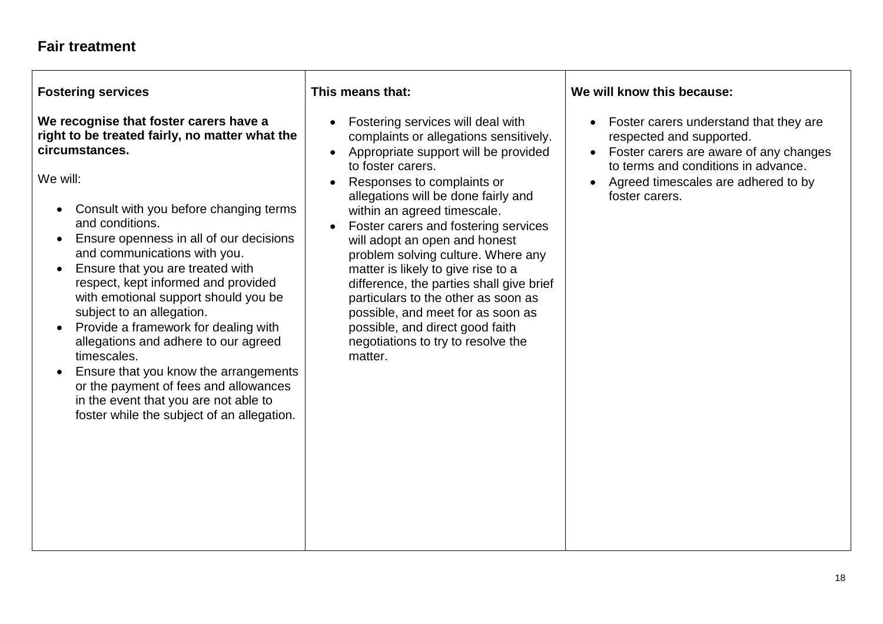## Fair treatment

| Fostering services | This means that: | We will know this because: |
|---|---|---|
| **We recognise that foster carers have a right to be treated fairly, no matter what the circumstances.**<br><br>We will:<br><br>• Consult with you before changing terms and conditions.<br>• Ensure openness in all of our decisions and communications with you.<br>• Ensure that you are treated with respect, kept informed and provided with emotional support should you be subject to an allegation.<br>• Provide a framework for dealing with allegations and adhere to our agreed timescales.<br>• Ensure that you know the arrangements or the payment of fees and allowances in the event that you are not able to foster while the subject of an allegation. | • Fostering services will deal with complaints or allegations sensitively.<br>• Appropriate support will be provided to foster carers.<br>• Responses to complaints or allegations will be done fairly and within an agreed timescale.<br>• Foster carers and fostering services will adopt an open and honest problem solving culture. Where any matter is likely to give rise to a difference, the parties shall give brief particulars to the other as soon as possible, and meet for as soon as possible, and direct good faith negotiations to try to resolve the matter. | • Foster carers understand that they are respected and supported.<br>• Foster carers are aware of any changes to terms and conditions in advance.<br>• Agreed timescales are adhered to by foster carers. |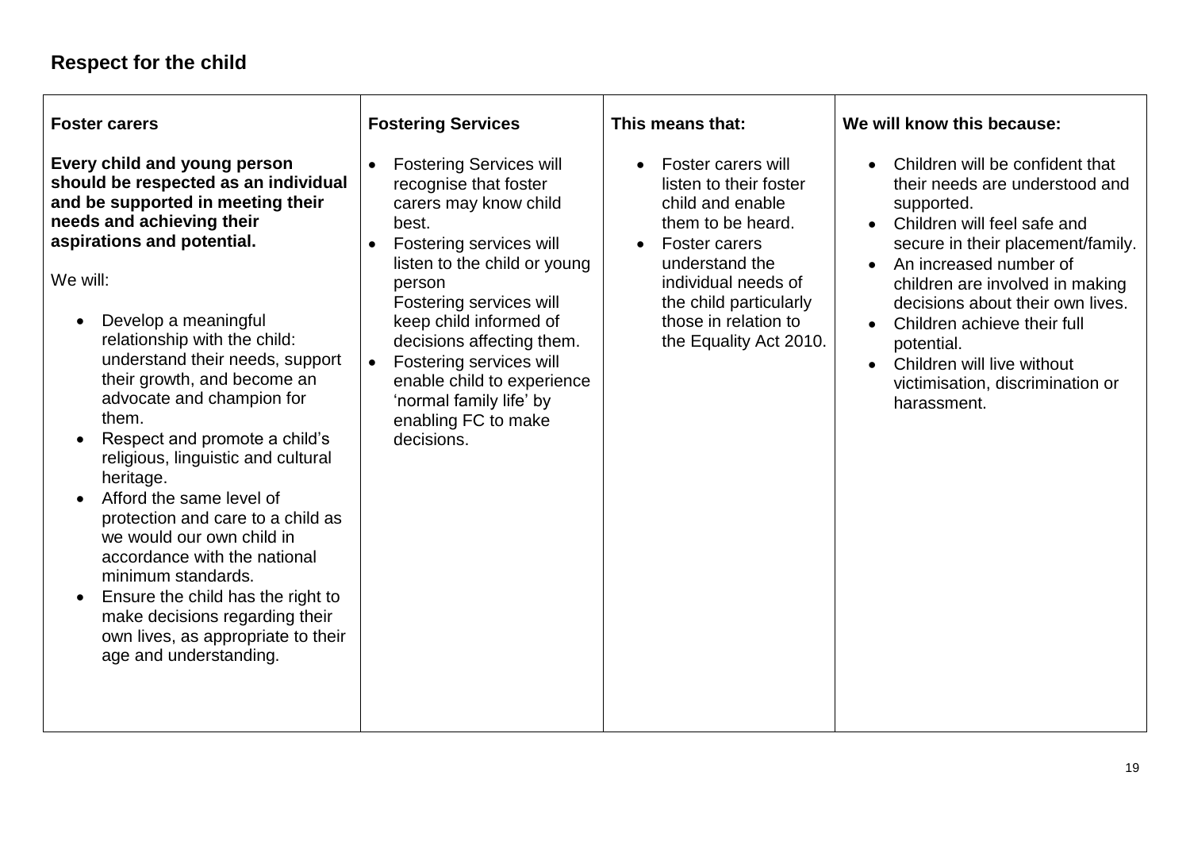## Respect for the child

| Foster carers | Fostering Services | This means that: | We will know this because: |
|---|---|---|---|
| **Every child and young person should be respected as an individual and be supported in meeting their needs and achieving their aspirations and potential.**<br><br>We will:<br><ul><li>Develop a meaningful relationship with the child: understand their needs, support their growth, and become an advocate and champion for them.</li><li>Respect and promote a child's religious, linguistic and cultural heritage.</li><li>Afford the same level of protection and care to a child as we would our own child in accordance with the national minimum standards.</li><li>Ensure the child has the right to make decisions regarding their own lives, as appropriate to their age and understanding.</li></ul> | <ul><li>Fostering Services will recognise that foster carers may know child best.</li><li>Fostering services will listen to the child or young person<br>Fostering services will keep child informed of decisions affecting them.</li><li>Fostering services will enable child to experience 'normal family life' by enabling FC to make decisions.</li></ul> | <ul><li>Foster carers will listen to their foster child and enable them to be heard.</li><li>Foster carers understand the individual needs of the child particularly those in relation to the Equality Act 2010.</li></ul> | <ul><li>Children will be confident that their needs are understood and supported.</li><li>Children will feel safe and secure in their placement/family.</li><li>An increased number of children are involved in making decisions about their own lives.</li><li>Children achieve their full potential.</li><li>Children will live without victimisation, discrimination or harassment.</li></ul> |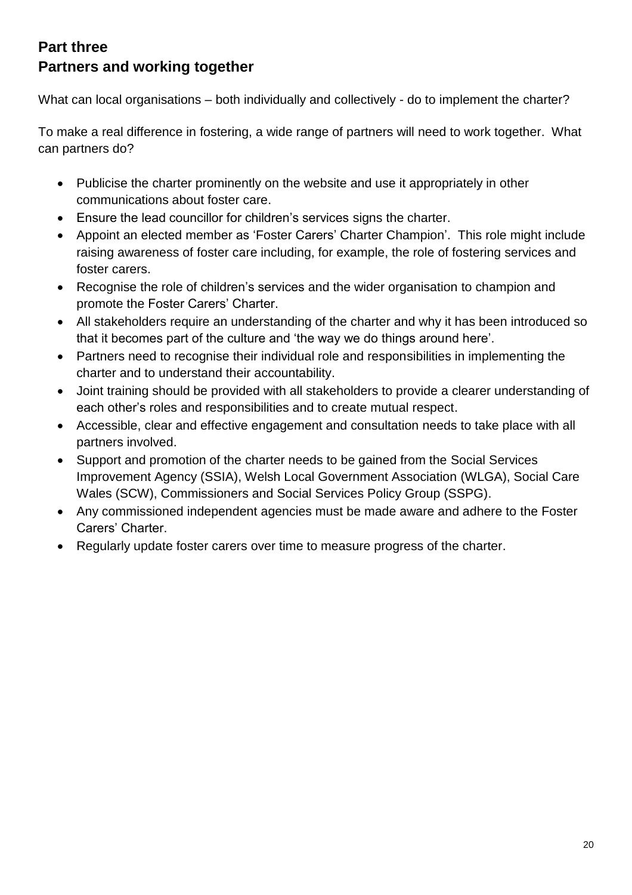## Part three
## Partners and working together

What can local organisations – both individually and collectively - do to implement the charter?

To make a real difference in fostering, a wide range of partners will need to work together. What can partners do?

- Publicise the charter prominently on the website and use it appropriately in other communications about foster care.
- Ensure the lead councillor for children's services signs the charter.
- Appoint an elected member as 'Foster Carers' Charter Champion'. This role might include raising awareness of foster care including, for example, the role of fostering services and foster carers.
- Recognise the role of children's services and the wider organisation to champion and promote the Foster Carers' Charter.
- All stakeholders require an understanding of the charter and why it has been introduced so that it becomes part of the culture and 'the way we do things around here'.
- Partners need to recognise their individual role and responsibilities in implementing the charter and to understand their accountability.
- Joint training should be provided with all stakeholders to provide a clearer understanding of each other's roles and responsibilities and to create mutual respect.
- Accessible, clear and effective engagement and consultation needs to take place with all partners involved.
- Support and promotion of the charter needs to be gained from the Social Services Improvement Agency (SSIA), Welsh Local Government Association (WLGA), Social Care Wales (SCW), Commissioners and Social Services Policy Group (SSPG).
- Any commissioned independent agencies must be made aware and adhere to the Foster Carers' Charter.
- Regularly update foster carers over time to measure progress of the charter.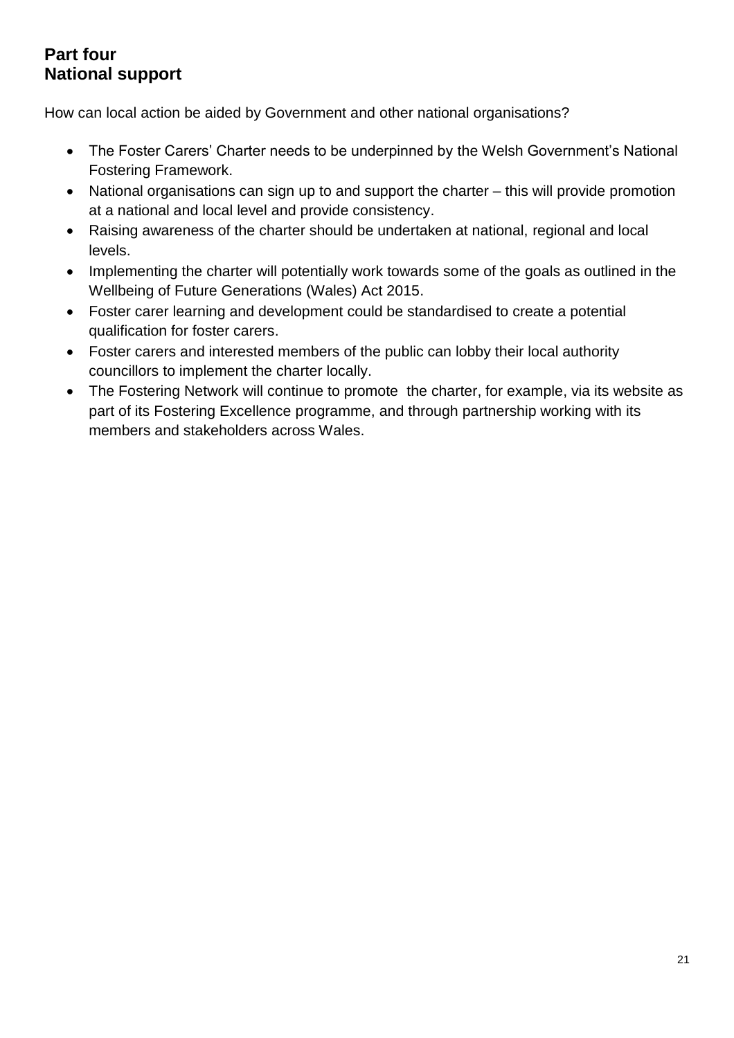## Part four
## National support

How can local action be aided by Government and other national organisations?

- The Foster Carers' Charter needs to be underpinned by the Welsh Government's National Fostering Framework.
- National organisations can sign up to and support the charter – this will provide promotion at a national and local level and provide consistency.
- Raising awareness of the charter should be undertaken at national, regional and local levels.
- Implementing the charter will potentially work towards some of the goals as outlined in the Wellbeing of Future Generations (Wales) Act 2015.
- Foster carer learning and development could be standardised to create a potential qualification for foster carers.
- Foster carers and interested members of the public can lobby their local authority councillors to implement the charter locally.
- The Fostering Network will continue to promote the charter, for example, via its website as part of its Fostering Excellence programme, and through partnership working with its members and stakeholders across Wales.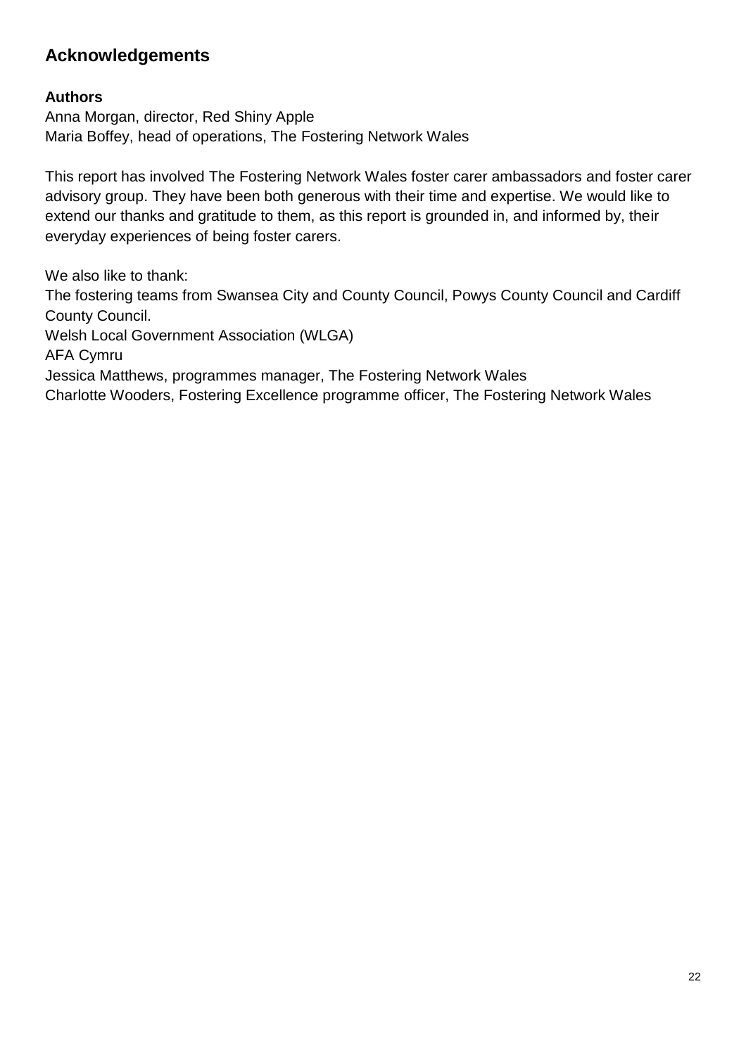## Acknowledgements

**Authors**

Anna Morgan, director, Red Shiny Apple
Maria Boffey, head of operations, The Fostering Network Wales

This report has involved The Fostering Network Wales foster carer ambassadors and foster carer advisory group. They have been both generous with their time and expertise. We would like to extend our thanks and gratitude to them, as this report is grounded in, and informed by, their everyday experiences of being foster carers.

We also like to thank:
The fostering teams from Swansea City and County Council, Powys County Council and Cardiff County Council.
Welsh Local Government Association (WLGA)
AFA Cymru
Jessica Matthews, programmes manager, The Fostering Network Wales
Charlotte Wooders, Fostering Excellence programme officer, The Fostering Network Wales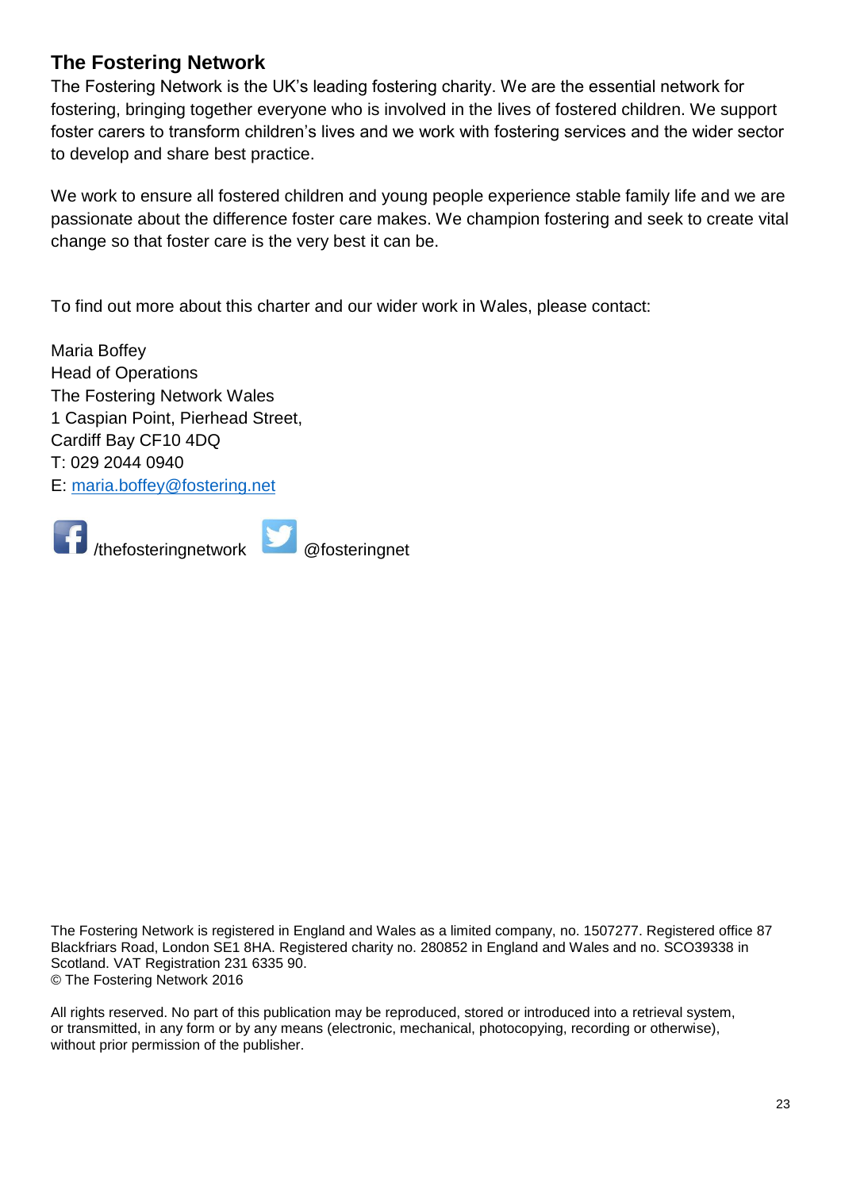## The Fostering Network

The Fostering Network is the UK's leading fostering charity. We are the essential network for fostering, bringing together everyone who is involved in the lives of fostered children. We support foster carers to transform children's lives and we work with fostering services and the wider sector to develop and share best practice.

We work to ensure all fostered children and young people experience stable family life and we are passionate about the difference foster care makes. We champion fostering and seek to create vital change so that foster care is the very best it can be.

To find out more about this charter and our wider work in Wales, please contact:

Maria Boffey
Head of Operations
The Fostering Network Wales
1 Caspian Point, Pierhead Street,
Cardiff Bay CF10 4DQ
T: 029 2044 0940
E: maria.boffey@fostering.net

/thefosteringnetwork @fosteringnet

The Fostering Network is registered in England and Wales as a limited company, no. 1507277. Registered office 87 Blackfriars Road, London SE1 8HA. Registered charity no. 280852 in England and Wales and no. SCO39338 in Scotland. VAT Registration 231 6335 90.
© The Fostering Network 2016

All rights reserved. No part of this publication may be reproduced, stored or introduced into a retrieval system, or transmitted, in any form or by any means (electronic, mechanical, photocopying, recording or otherwise), without prior permission of the publisher.